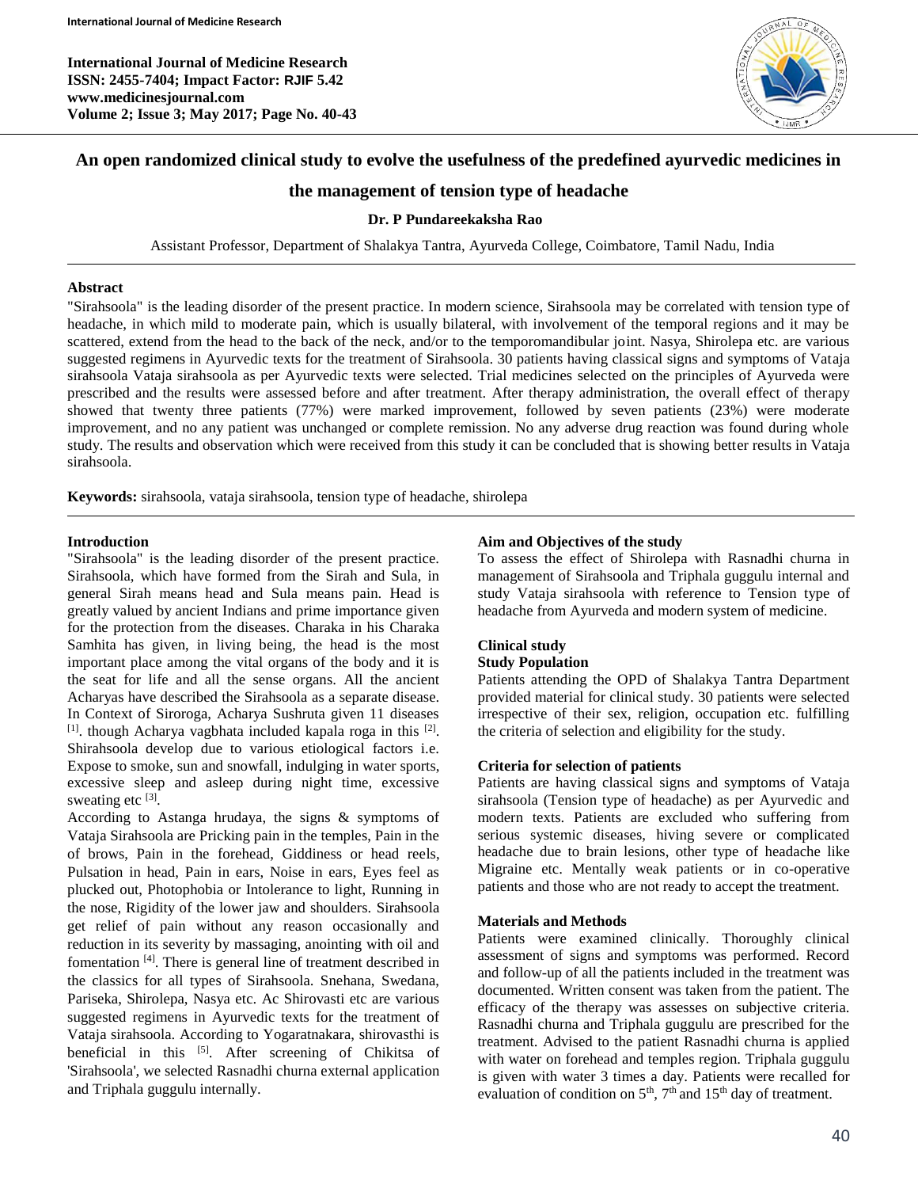**International Journal of Medicine Research**
**ISSN: 2455-7404; Impact Factor: RJIF 5.42**
**www.medicinesjournal.com**
**Volume 2; Issue 3; May 2017; Page No. 40-43**

# An open randomized clinical study to evolve the usefulness of the predefined ayurvedic medicines in the management of tension type of headache

**Dr. P Pundareekaksha Rao**

Assistant Professor, Department of Shalakya Tantra, Ayurveda College, Coimbatore, Tamil Nadu, India

## Abstract

"Sirahsoola" is the leading disorder of the present practice. In modern science, Sirahsoola may be correlated with tension type of headache, in which mild to moderate pain, which is usually bilateral, with involvement of the temporal regions and it may be scattered, extend from the head to the back of the neck, and/or to the temporomandibular joint. Nasya, Shirolepa etc. are various suggested regimens in Ayurvedic texts for the treatment of Sirahsoola. 30 patients having classical signs and symptoms of Vataja sirahsoola Vataja sirahsoola as per Ayurvedic texts were selected. Trial medicines selected on the principles of Ayurveda were prescribed and the results were assessed before and after treatment. After therapy administration, the overall effect of therapy showed that twenty three patients (77%) were marked improvement, followed by seven patients (23%) were moderate improvement, and no any patient was unchanged or complete remission. No any adverse drug reaction was found during whole study. The results and observation which were received from this study it can be concluded that is showing better results in Vataja sirahsoola.

**Keywords:** sirahsoola, vataja sirahsoola, tension type of headache, shirolepa

## Introduction

"Sirahsoola" is the leading disorder of the present practice. Sirahsoola, which have formed from the Sirah and Sula, in general Sirah means head and Sula means pain. Head is greatly valued by ancient Indians and prime importance given for the protection from the diseases. Charaka in his Charaka Samhita has given, in living being, the head is the most important place among the vital organs of the body and it is the seat for life and all the sense organs. All the ancient Acharyas have described the Sirahsoola as a separate disease. In Context of Siroroga, Acharya Sushruta given 11 diseases [1]. though Acharya vagbhata included kapala roga in this [2]. Shirahsoola develop due to various etiological factors i.e. Expose to smoke, sun and snowfall, indulging in water sports, excessive sleep and asleep during night time, excessive sweating etc [3].

According to Astanga hrudaya, the signs & symptoms of Vataja Sirahsoola are Pricking pain in the temples, Pain in the of brows, Pain in the forehead, Giddiness or head reels, Pulsation in head, Pain in ears, Noise in ears, Eyes feel as plucked out, Photophobia or Intolerance to light, Running in the nose, Rigidity of the lower jaw and shoulders. Sirahsoola get relief of pain without any reason occasionally and reduction in its severity by massaging, anointing with oil and fomentation [4]. There is general line of treatment described in the classics for all types of Sirahsoola. Snehana, Swedana, Pariseka, Shirolepa, Nasya etc. Ac Shirovasti etc are various suggested regimens in Ayurvedic texts for the treatment of Vataja sirahsoola. According to Yogaratnakara, shirovasthi is beneficial in this [5]. After screening of Chikitsa of 'Sirahsoola', we selected Rasnadhi churna external application and Triphala guggulu internally.

## Aim and Objectives of the study

To assess the effect of Shirolepa with Rasnadhi churna in management of Sirahsoola and Triphala guggulu internal and study Vataja sirahsoola with reference to Tension type of headache from Ayurveda and modern system of medicine.

## Clinical study

### Study Population

Patients attending the OPD of Shalakya Tantra Department provided material for clinical study. 30 patients were selected irrespective of their sex, religion, occupation etc. fulfilling the criteria of selection and eligibility for the study.

### Criteria for selection of patients

Patients are having classical signs and symptoms of Vataja sirahsoola (Tension type of headache) as per Ayurvedic and modern texts. Patients are excluded who suffering from serious systemic diseases, hiving severe or complicated headache due to brain lesions, other type of headache like Migraine etc. Mentally weak patients or in co-operative patients and those who are not ready to accept the treatment.

### Materials and Methods

Patients were examined clinically. Thoroughly clinical assessment of signs and symptoms was performed. Record and follow-up of all the patients included in the treatment was documented. Written consent was taken from the patient. The efficacy of the therapy was assesses on subjective criteria. Rasnadhi churna and Triphala guggulu are prescribed for the treatment. Advised to the patient Rasnadhi churna is applied with water on forehead and temples region. Triphala guggulu is given with water 3 times a day. Patients were recalled for evaluation of condition on 5th, 7th and 15th day of treatment.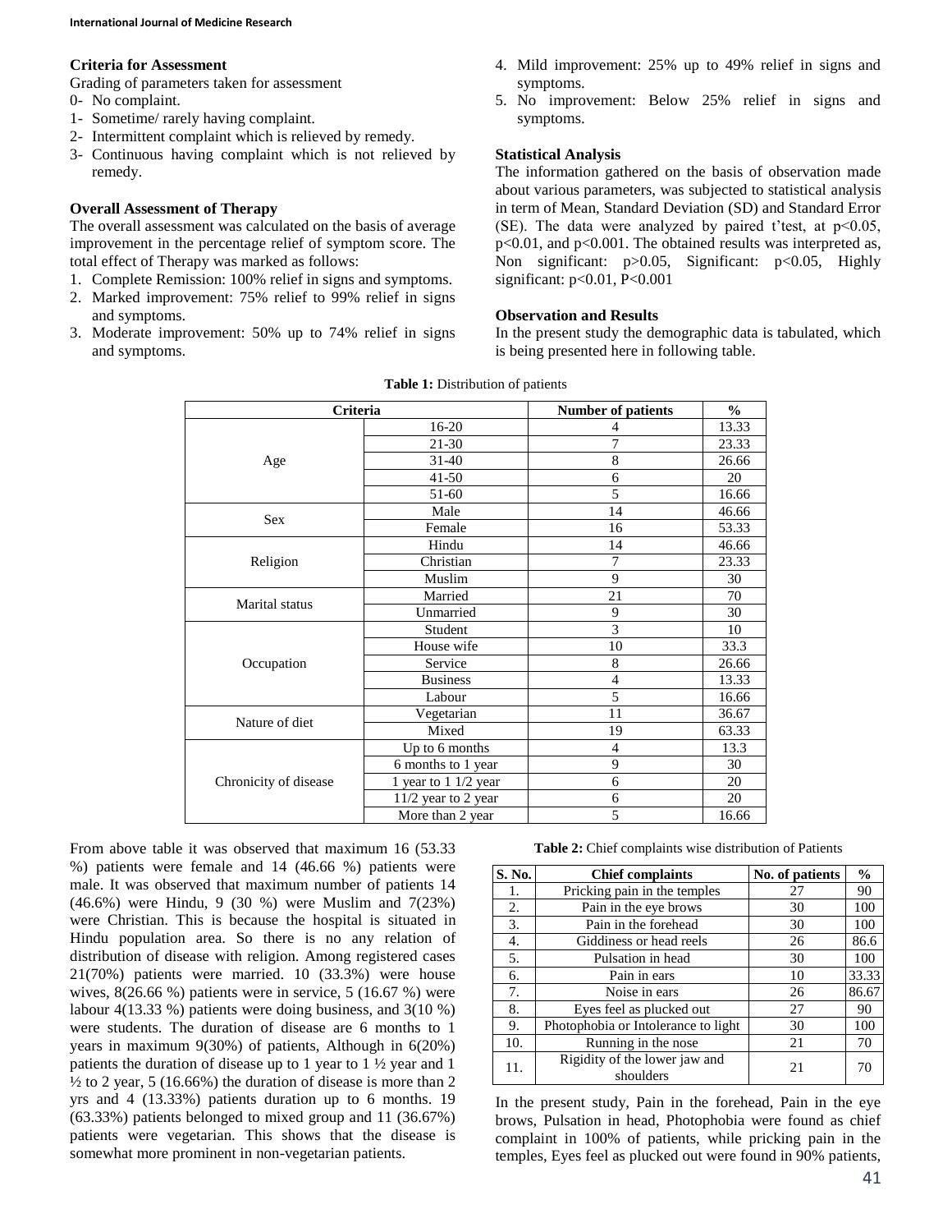### Criteria for Assessment

Grading of parameters taken for assessment

0- No complaint.
1- Sometime/ rarely having complaint.
2- Intermittent complaint which is relieved by remedy.
3- Continuous having complaint which is not relieved by remedy.

### Overall Assessment of Therapy

The overall assessment was calculated on the basis of average improvement in the percentage relief of symptom score. The total effect of Therapy was marked as follows:

1. Complete Remission: 100% relief in signs and symptoms.
2. Marked improvement: 75% relief to 99% relief in signs and symptoms.
3. Moderate improvement: 50% up to 74% relief in signs and symptoms.
4. Mild improvement: 25% up to 49% relief in signs and symptoms.
5. No improvement: Below 25% relief in signs and symptoms.

### Statistical Analysis

The information gathered on the basis of observation made about various parameters, was subjected to statistical analysis in term of Mean, Standard Deviation (SD) and Standard Error (SE). The data were analyzed by paired t'test, at $p<0.05$, $p<0.01$, and $p<0.001$. The obtained results was interpreted as, Non significant: $p>0.05$, Significant: $p<0.05$, Highly significant: $p<0.01$, $P<0.001$

### Observation and Results

In the present study the demographic data is tabulated, which is being presented here in following table.

**Table 1:** Distribution of patients

| Criteria | | Number of patients | % |
|---|---|---|---|
| Age | 16-20 | 4 | 13.33 |
| | 21-30 | 7 | 23.33 |
| | 31-40 | 8 | 26.66 |
| | 41-50 | 6 | 20 |
| | 51-60 | 5 | 16.66 |
| Sex | Male | 14 | 46.66 |
| | Female | 16 | 53.33 |
| Religion | Hindu | 14 | 46.66 |
| | Christian | 7 | 23.33 |
| | Muslim | 9 | 30 |
| Marital status | Married | 21 | 70 |
| | Unmarried | 9 | 30 |
| Occupation | Student | 3 | 10 |
| | House wife | 10 | 33.3 |
| | Service | 8 | 26.66 |
| | Business | 4 | 13.33 |
| | Labour | 5 | 16.66 |
| Nature of diet | Vegetarian | 11 | 36.67 |
| | Mixed | 19 | 63.33 |
| Chronicity of disease | Up to 6 months | 4 | 13.3 |
| | 6 months to 1 year | 9 | 30 |
| | 1 year to 1 1/2 year | 6 | 20 |
| | 11/2 year to 2 year | 6 | 20 |
| | More than 2 year | 5 | 16.66 |

From above table it was observed that maximum 16 (53.33 %) patients were female and 14 (46.66 %) patients were male. It was observed that maximum number of patients 14 (46.6%) were Hindu, 9 (30 %) were Muslim and 7(23%) were Christian. This is because the hospital is situated in Hindu population area. So there is no any relation of distribution of disease with religion. Among registered cases 21(70%) patients were married. 10 (33.3%) were house wives, 8(26.66 %) patients were in service, 5 (16.67 %) were labour 4(13.33 %) patients were doing business, and 3(10 %) were students. The duration of disease are 6 months to 1 years in maximum 9(30%) of patients, Although in 6(20%) patients the duration of disease up to 1 year to 1 ½ year and 1 ½ to 2 year, 5 (16.66%) the duration of disease is more than 2 yrs and 4 (13.33%) patients duration up to 6 months. 19 (63.33%) patients belonged to mixed group and 11 (36.67%) patients were vegetarian. This shows that the disease is somewhat more prominent in non-vegetarian patients.

**Table 2:** Chief complaints wise distribution of Patients

| S. No. | Chief complaints | No. of patients | % |
|---|---|---|---|
| 1. | Pricking pain in the temples | 27 | 90 |
| 2. | Pain in the eye brows | 30 | 100 |
| 3. | Pain in the forehead | 30 | 100 |
| 4. | Giddiness or head reels | 26 | 86.6 |
| 5. | Pulsation in head | 30 | 100 |
| 6. | Pain in ears | 10 | 33.33 |
| 7. | Noise in ears | 26 | 86.67 |
| 8. | Eyes feel as plucked out | 27 | 90 |
| 9. | Photophobia or Intolerance to light | 30 | 100 |
| 10. | Running in the nose | 21 | 70 |
| 11. | Rigidity of the lower jaw and shoulders | 21 | 70 |

In the present study, Pain in the forehead, Pain in the eye brows, Pulsation in head, Photophobia were found as chief complaint in 100% of patients, while pricking pain in the temples, Eyes feel as plucked out were found in 90% patients,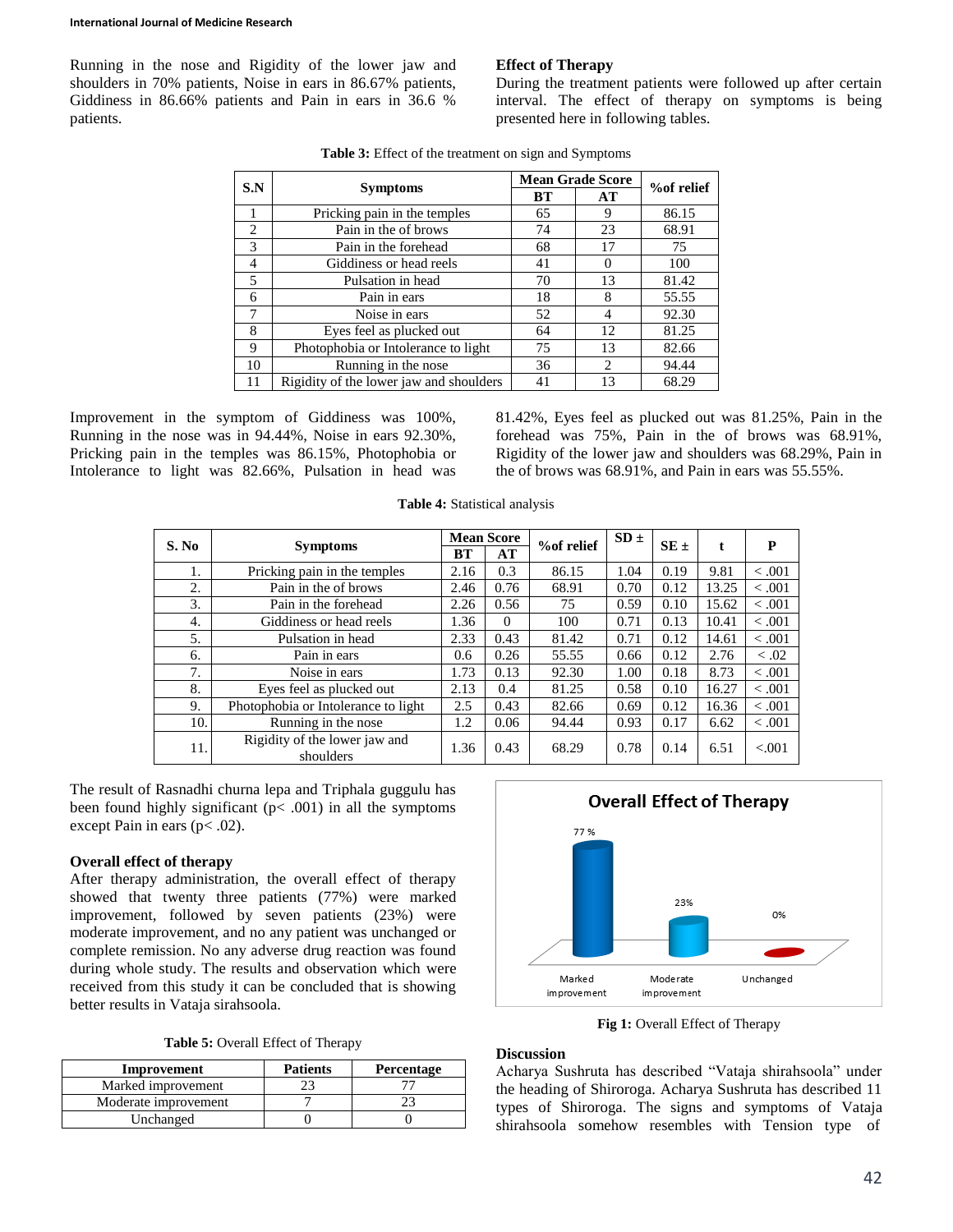Running in the nose and Rigidity of the lower jaw and shoulders in 70% patients, Noise in ears in 86.67% patients, Giddiness in 86.66% patients and Pain in ears in 36.6 % patients.

### Effect of Therapy

During the treatment patients were followed up after certain interval. The effect of therapy on symptoms is being presented here in following tables.

**Table 3:** Effect of the treatment on sign and Symptoms

| S.N | Symptoms | Mean Grade Score | | %of relief |
|---|---|---|---|---|
| | | BT | AT | |
| 1 | Pricking pain in the temples | 65 | 9 | 86.15 |
| 2 | Pain in the of brows | 74 | 23 | 68.91 |
| 3 | Pain in the forehead | 68 | 17 | 75 |
| 4 | Giddiness or head reels | 41 | 0 | 100 |
| 5 | Pulsation in head | 70 | 13 | 81.42 |
| 6 | Pain in ears | 18 | 8 | 55.55 |
| 7 | Noise in ears | 52 | 4 | 92.30 |
| 8 | Eyes feel as plucked out | 64 | 12 | 81.25 |
| 9 | Photophobia or Intolerance to light | 75 | 13 | 82.66 |
| 10 | Running in the nose | 36 | 2 | 94.44 |
| 11 | Rigidity of the lower jaw and shoulders | 41 | 13 | 68.29 |

Improvement in the symptom of Giddiness was 100%, Running in the nose was in 94.44%, Noise in ears 92.30%, Pricking pain in the temples was 86.15%, Photophobia or Intolerance to light was 82.66%, Pulsation in head was 81.42%, Eyes feel as plucked out was 81.25%, Pain in the forehead was 75%, Pain in the of brows was 68.91%, Rigidity of the lower jaw and shoulders was 68.29%, Pain in the of brows was 68.91%, and Pain in ears was 55.55%.

**Table 4:** Statistical analysis

| S. No | Symptoms | Mean Score | | %of relief | SD ± | SE ± | t | P |
|---|---|---|---|---|---|---|---|---|
| | | BT | AT | | | | | |
| 1. | Pricking pain in the temples | 2.16 | 0.3 | 86.15 | 1.04 | 0.19 | 9.81 | < .001 |
| 2. | Pain in the of brows | 2.46 | 0.76 | 68.91 | 0.70 | 0.12 | 13.25 | < .001 |
| 3. | Pain in the forehead | 2.26 | 0.56 | 75 | 0.59 | 0.10 | 15.62 | < .001 |
| 4. | Giddiness or head reels | 1.36 | 0 | 100 | 0.71 | 0.13 | 10.41 | < .001 |
| 5. | Pulsation in head | 2.33 | 0.43 | 81.42 | 0.71 | 0.12 | 14.61 | < .001 |
| 6. | Pain in ears | 0.6 | 0.26 | 55.55 | 0.66 | 0.12 | 2.76 | < .02 |
| 7. | Noise in ears | 1.73 | 0.13 | 92.30 | 1.00 | 0.18 | 8.73 | < .001 |
| 8. | Eyes feel as plucked out | 2.13 | 0.4 | 81.25 | 0.58 | 0.10 | 16.27 | < .001 |
| 9. | Photophobia or Intolerance to light | 2.5 | 0.43 | 82.66 | 0.69 | 0.12 | 16.36 | < .001 |
| 10. | Running in the nose | 1.2 | 0.06 | 94.44 | 0.93 | 0.17 | 6.62 | < .001 |
| 11. | Rigidity of the lower jaw and shoulders | 1.36 | 0.43 | 68.29 | 0.78 | 0.14 | 6.51 | <.001 |

The result of Rasnadhi churna lepa and Triphala guggulu has been found highly significant ($p < .001$) in all the symptoms except Pain in ears ($p < .02$).

### Overall effect of therapy

After therapy administration, the overall effect of therapy showed that twenty three patients (77%) were marked improvement, followed by seven patients (23%) were moderate improvement, and no any patient was unchanged or complete remission. No any adverse drug reaction was found during whole study. The results and observation which were received from this study it can be concluded that is showing better results in Vataja sirahsoola.

**Table 5:** Overall Effect of Therapy

| Improvement | Patients | Percentage |
|---|---|---|
| Marked improvement | 23 | 77 |
| Moderate improvement | 7 | 23 |
| Unchanged | 0 | 0 |

**Fig 1:** Overall Effect of Therapy

### Discussion

Acharya Sushruta has described "Vataja shirahsoola" under the heading of Shiroroga. Acharya Sushruta has described 11 types of Shiroroga. The signs and symptoms of Vataja shirahsoola somehow resembles with Tension type of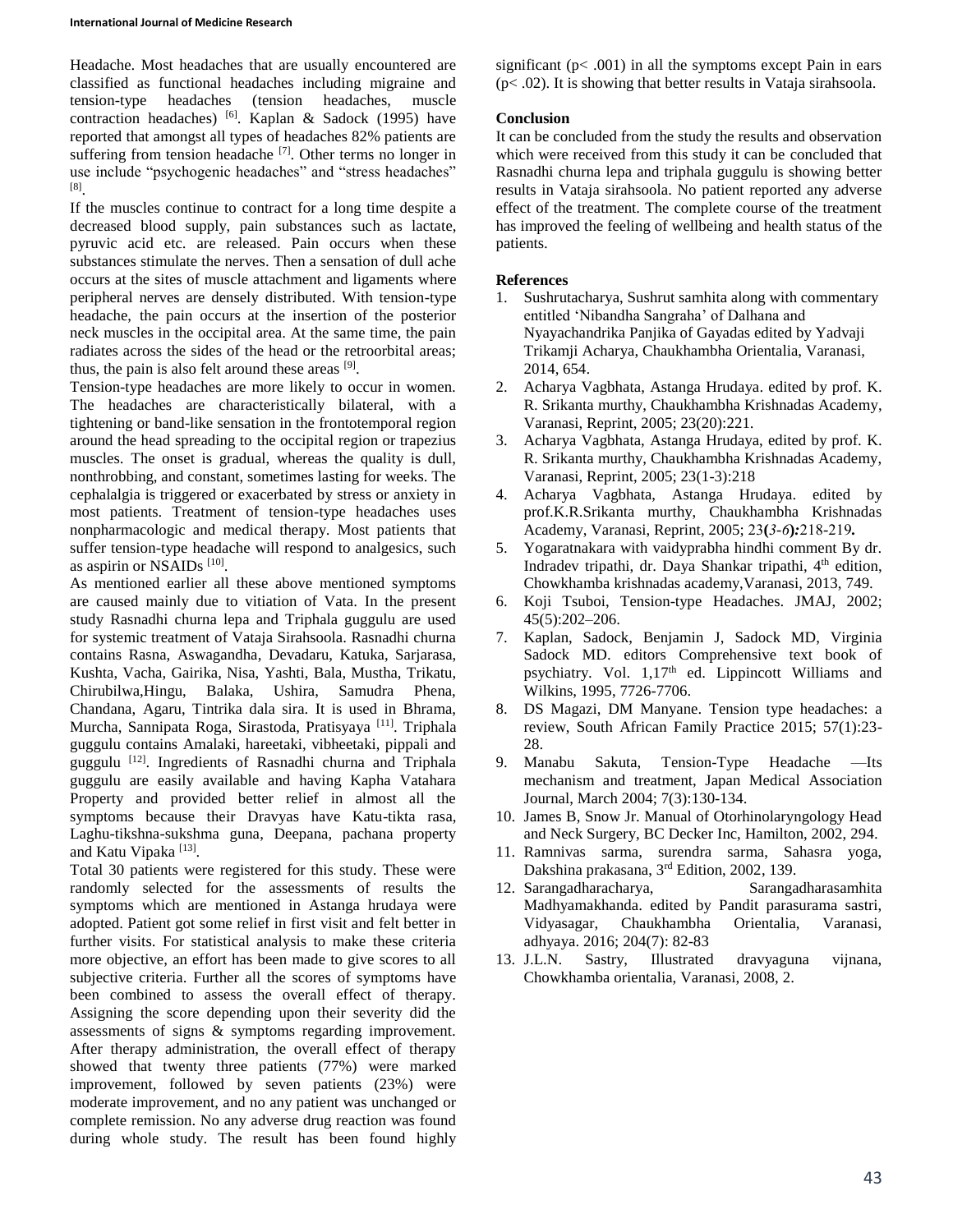Headache. Most headaches that are usually encountered are classified as functional headaches including migraine and tension-type headaches (tension headaches, muscle contraction headaches) [6]. Kaplan & Sadock (1995) have reported that amongst all types of headaches 82% patients are suffering from tension headache [7]. Other terms no longer in use include "psychogenic headaches" and "stress headaches" [8].

If the muscles continue to contract for a long time despite a decreased blood supply, pain substances such as lactate, pyruvic acid etc. are released. Pain occurs when these substances stimulate the nerves. Then a sensation of dull ache occurs at the sites of muscle attachment and ligaments where peripheral nerves are densely distributed. With tension-type headache, the pain occurs at the insertion of the posterior neck muscles in the occipital area. At the same time, the pain radiates across the sides of the head or the retroorbital areas; thus, the pain is also felt around these areas [9].

Tension-type headaches are more likely to occur in women. The headaches are characteristically bilateral, with a tightening or band-like sensation in the frontotemporal region around the head spreading to the occipital region or trapezius muscles. The onset is gradual, whereas the quality is dull, nonthrobbing, and constant, sometimes lasting for weeks. The cephalalgia is triggered or exacerbated by stress or anxiety in most patients. Treatment of tension-type headaches uses nonpharmacologic and medical therapy. Most patients that suffer tension-type headache will respond to analgesics, such as aspirin or NSAIDs [10].

As mentioned earlier all these above mentioned symptoms are caused mainly due to vitiation of Vata. In the present study Rasnadhi churna lepa and Triphala guggulu are used for systemic treatment of Vataja Sirahsoola. Rasnadhi churna contains Rasna, Aswagandha, Devadaru, Katuka, Sarjarasa, Kushta, Vacha, Gairika, Nisa, Yashti, Bala, Mustha, Trikatu, Chirubilwa,Hingu, Balaka, Ushira, Samudra Phena, Chandana, Agaru, Tintrika dala sira. It is used in Bhrama, Murcha, Sannipata Roga, Sirastoda, Pratisyaya [11]. Triphala guggulu contains Amalaki, hareetaki, vibheetaki, pippali and guggulu [12]. Ingredients of Rasnadhi churna and Triphala guggulu are easily available and having Kapha Vatahara Property and provided better relief in almost all the symptoms because their Dravyas have Katu-tikta rasa, Laghu-tikshna-sukshma guna, Deepana, pachana property and Katu Vipaka [13].

Total 30 patients were registered for this study. These were randomly selected for the assessments of results the symptoms which are mentioned in Astanga hrudaya were adopted. Patient got some relief in first visit and felt better in further visits. For statistical analysis to make these criteria more objective, an effort has been made to give scores to all subjective criteria. Further all the scores of symptoms have been combined to assess the overall effect of therapy. Assigning the score depending upon their severity did the assessments of signs & symptoms regarding improvement. After therapy administration, the overall effect of therapy showed that twenty three patients (77%) were marked improvement, followed by seven patients (23%) were moderate improvement, and no any patient was unchanged or complete remission. No any adverse drug reaction was found during whole study. The result has been found highly significant ($p < .001$) in all the symptoms except Pain in ears ($p < .02$). It is showing that better results in Vataja sirahsoola.

## Conclusion

It can be concluded from the study the results and observation which were received from this study it can be concluded that Rasnadhi churna lepa and triphala guggulu is showing better results in Vataja sirahsoola. No patient reported any adverse effect of the treatment. The complete course of the treatment has improved the feeling of wellbeing and health status of the patients.

## References

1. Sushrutacharya, Sushrut samhita along with commentary entitled 'Nibandha Sangraha' of Dalhana and Nyayachandrika Panjika of Gayadas edited by Yadvaji Trikamji Acharya, Chaukhambha Orientalia, Varanasi, 2014, 654.
2. Acharya Vagbhata, Astanga Hrudaya. edited by prof. K. R. Srikanta murthy, Chaukhambha Krishnadas Academy, Varanasi, Reprint, 2005; 23(20):221.
3. Acharya Vagbhata, Astanga Hrudaya, edited by prof. K. R. Srikanta murthy, Chaukhambha Krishnadas Academy, Varanasi, Reprint, 2005; 23(1-3):218
4. Acharya Vagbhata, Astanga Hrudaya. edited by prof.K.R.Srikanta murthy, Chaukhambha Krishnadas Academy, Varanasi, Reprint, 2005; 23**(***3-6***)***:*218-219**.**
5. Yogaratnakara with vaidyprabha hindhi comment By dr. Indradev tripathi, dr. Daya Shankar tripathi, 4th edition, Chowkhamba krishnadas academy,Varanasi, 2013, 749.
6. Koji Tsuboi, Tension-type Headaches. JMAJ, 2002; 45(5):202–206.
7. Kaplan, Sadock, Benjamin J, Sadock MD, Virginia Sadock MD. editors Comprehensive text book of psychiatry. Vol. 1,17th ed. Lippincott Williams and Wilkins, 1995, 7726-7706.
8. DS Magazi, DM Manyane. Tension type headaches: a review, South African Family Practice 2015; 57(1):23-28.
9. Manabu Sakuta, Tension-Type Headache —Its mechanism and treatment, Japan Medical Association Journal, March 2004; 7(3):130-134.
10. James B, Snow Jr. Manual of Otorhinolaryngology Head and Neck Surgery, BC Decker Inc, Hamilton, 2002, 294.
11. Ramnivas sarma, surendra sarma, Sahasra yoga, Dakshina prakasana, 3rd Edition, 2002, 139.
12. Sarangadharacharya, Sarangadharasamhita Madhyamakhanda. edited by Pandit parasurama sastri, Vidyasagar, Chaukhambha Orientalia, Varanasi, adhyaya. 2016; 204(7): 82-83
13. J.L.N. Sastry, Illustrated dravyaguna vijnana, Chowkhamba orientalia, Varanasi, 2008, 2.